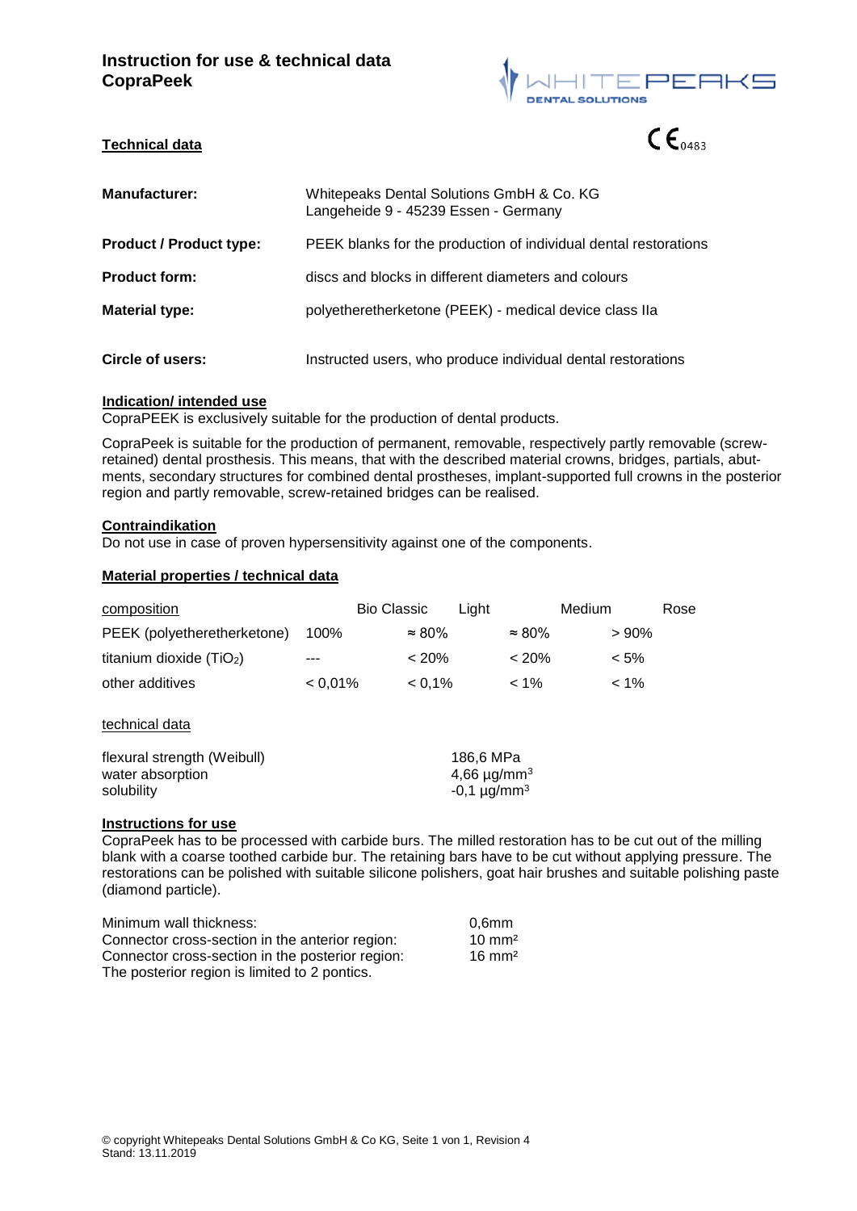# Instruction for use & technical data CopraPeek

WHITEPEAKS
DENTAL SOLUTIONS

## Technical data

CE 0483

| | |
|---|---|
| **Manufacturer:** | Whitepeaks Dental Solutions GmbH & Co. KG<br>Langeheide 9 - 45239 Essen - Germany |
| **Product / Product type:** | PEEK blanks for the production of individual dental restorations |
| **Product form:** | discs and blocks in different diameters and colours |
| **Material type:** | polyetheretherketone (PEEK) - medical device class IIa |
| **Circle of users:** | Instructed users, who produce individual dental restorations |

## Indication/ intended use

CopraPEEK is exclusively suitable for the production of dental products.

CopraPeek is suitable for the production of permanent, removable, respectively partly removable (screw-retained) dental prosthesis. This means, that with the described material crowns, bridges, partials, abutments, secondary structures for combined dental prostheses, implant-supported full crowns in the posterior region and partly removable, screw-retained bridges can be realised.

## Contraindikation

Do not use in case of proven hypersensitivity against one of the components.

## Material properties / technical data

| composition | Bio Classic | Light | Medium | Rose |
|---|---|---|---|---|
| PEEK (polyetheretherketone) | 100% | ≈ 80% | ≈ 80% | > 90% |
| titanium dioxide ($TiO_2$) | --- | < 20% | < 20% | < 5% |
| other additives | < 0,01% | < 0,1% | < 1% | < 1% |

technical data

| | |
|---|---|
| flexural strength (Weibull) | 186,6 MPa |
| water absorption | 4,66 µg/mm³ |
| solubility | -0,1 µg/mm³ |

## Instructions for use

CopraPeek has to be processed with carbide burs. The milled restoration has to be cut out of the milling blank with a coarse toothed carbide bur. The retaining bars have to be cut without applying pressure. The restorations can be polished with suitable silicone polishers, goat hair brushes and suitable polishing paste (diamond particle).

| | |
|---|---|
| Minimum wall thickness: | 0,6mm |
| Connector cross-section in the anterior region: | 10 mm² |
| Connector cross-section in the posterior region: | 16 mm² |

The posterior region is limited to 2 pontics.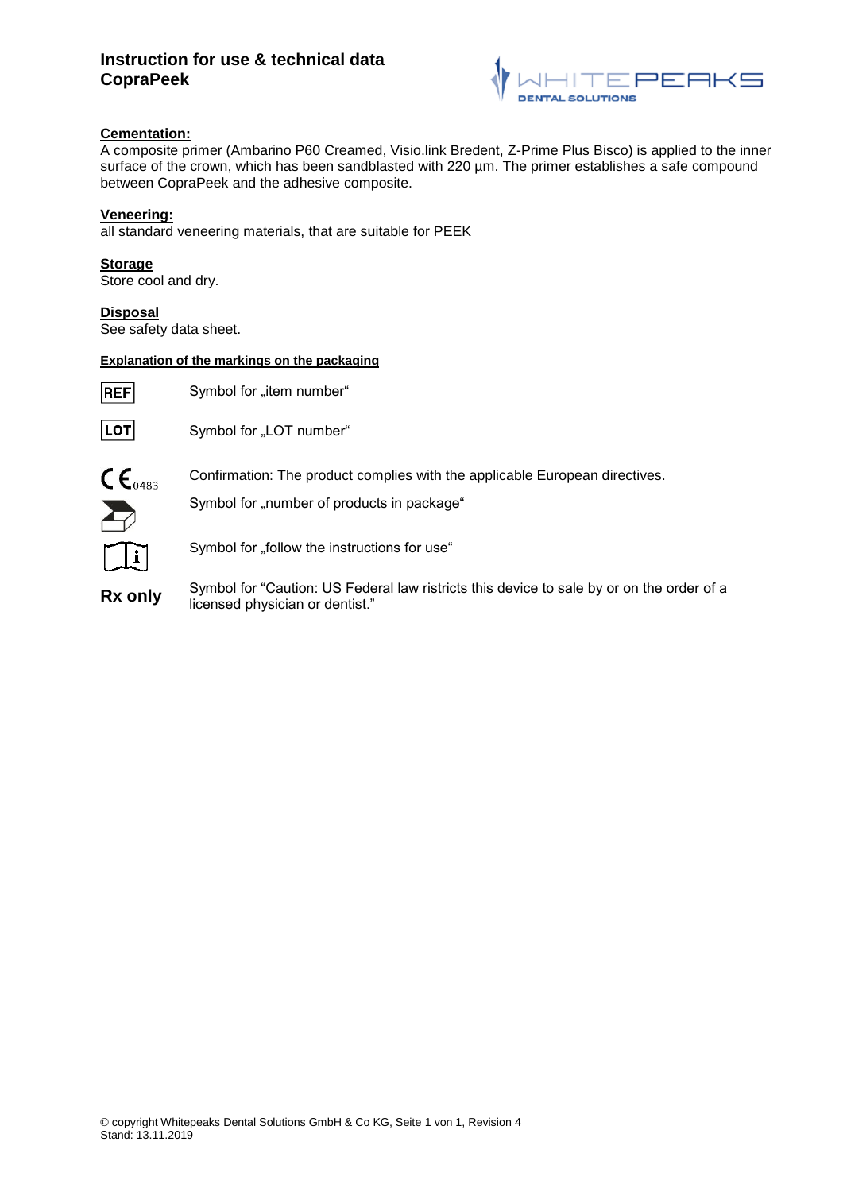# Instruction for use & technical data CopraPeek

**Cementation:**

A composite primer (Ambarino P60 Creamed, Visio.link Bredent, Z-Prime Plus Bisco) is applied to the inner surface of the crown, which has been sandblasted with 220 µm. The primer establishes a safe compound between CopraPeek and the adhesive composite.

**Veneering:**

all standard veneering materials, that are suitable for PEEK

**Storage**

Store cool and dry.

**Disposal**

See safety data sheet.

**Explanation of the markings on the packaging**

| | |
|---|---|
| REF | Symbol for „item number“ |
| LOT | Symbol for „LOT number“ |
| CE 0483 | Confirmation: The product complies with the applicable European directives. |
| | Symbol for „number of products in package“ |
| | Symbol for „follow the instructions for use“ |
| **Rx only** | Symbol for “Caution: US Federal law ristricts this device to sale by or on the order of a licensed physician or dentist.” |

© copyright Whitepeaks Dental Solutions GmbH & Co KG, Seite 1 von 1, Revision 4
Stand: 13.11.2019